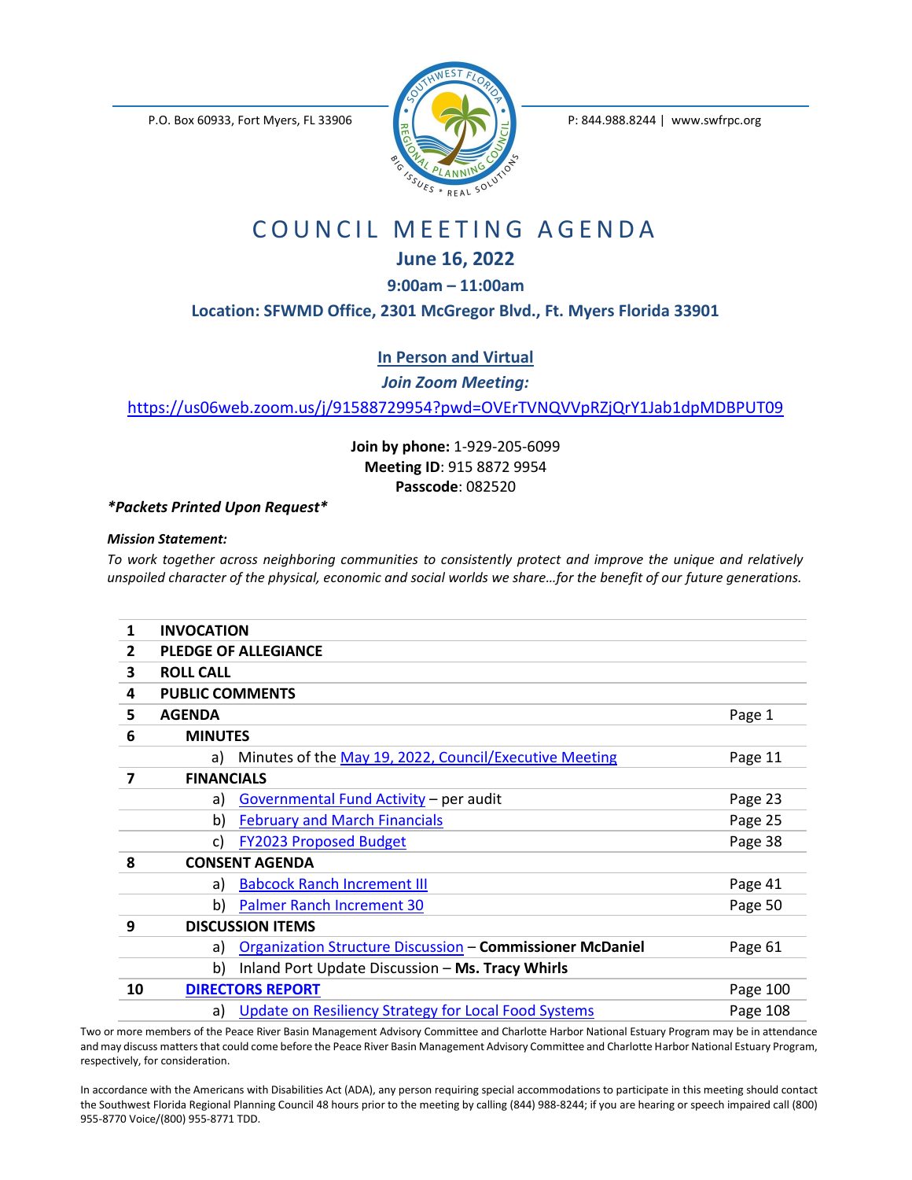P.O. Box 60933, Fort Myers, FL 33906

P: 844.988.8244 | www.swfrpc.org

# COUNCIL MEETING AGENDA

## June 16, 2022

### 9:00am – 11:00am

### Location: SFWMD Office, 2301 McGregor Blvd., Ft. Myers Florida 33901

**In Person and Virtual**

***Join Zoom Meeting:***

https://us06web.zoom.us/j/91588729954?pwd=OVErTVNQVVpRZjQrY1Jab1dpMDBPUT09

**Join by phone:** 1-929-205-6099
**Meeting ID**: 915 8872 9954
**Passcode**: 082520

***\*Packets Printed Upon Request\****

***Mission Statement:***

*To work together across neighboring communities to consistently protect and improve the unique and relatively unspoiled character of the physical, economic and social worlds we share…for the benefit of our future generations.*

| | | |
|---|---|---|
| **1** | **INVOCATION** | |
| **2** | **PLEDGE OF ALLEGIANCE** | |
| **3** | **ROLL CALL** | |
| **4** | **PUBLIC COMMENTS** | |
| **5** | **AGENDA** | Page 1 |
| **6** | **MINUTES** | |
| | a) Minutes of the May 19, 2022, Council/Executive Meeting | Page 11 |
| **7** | **FINANCIALS** | |
| | a) Governmental Fund Activity – per audit | Page 23 |
| | b) February and March Financials | Page 25 |
| | c) FY2023 Proposed Budget | Page 38 |
| **8** | **CONSENT AGENDA** | |
| | a) Babcock Ranch Increment III | Page 41 |
| | b) Palmer Ranch Increment 30 | Page 50 |
| **9** | **DISCUSSION ITEMS** | |
| | a) Organization Structure Discussion – **Commissioner McDaniel** | Page 61 |
| | b) Inland Port Update Discussion – **Ms. Tracy Whirls** | |
| **10** | **DIRECTORS REPORT** | Page 100 |
| | a) Update on Resiliency Strategy for Local Food Systems | Page 108 |

Two or more members of the Peace River Basin Management Advisory Committee and Charlotte Harbor National Estuary Program may be in attendance and may discuss matters that could come before the Peace River Basin Management Advisory Committee and Charlotte Harbor National Estuary Program, respectively, for consideration.

In accordance with the Americans with Disabilities Act (ADA), any person requiring special accommodations to participate in this meeting should contact the Southwest Florida Regional Planning Council 48 hours prior to the meeting by calling (844) 988-8244; if you are hearing or speech impaired call (800) 955-8770 Voice/(800) 955-8771 TDD.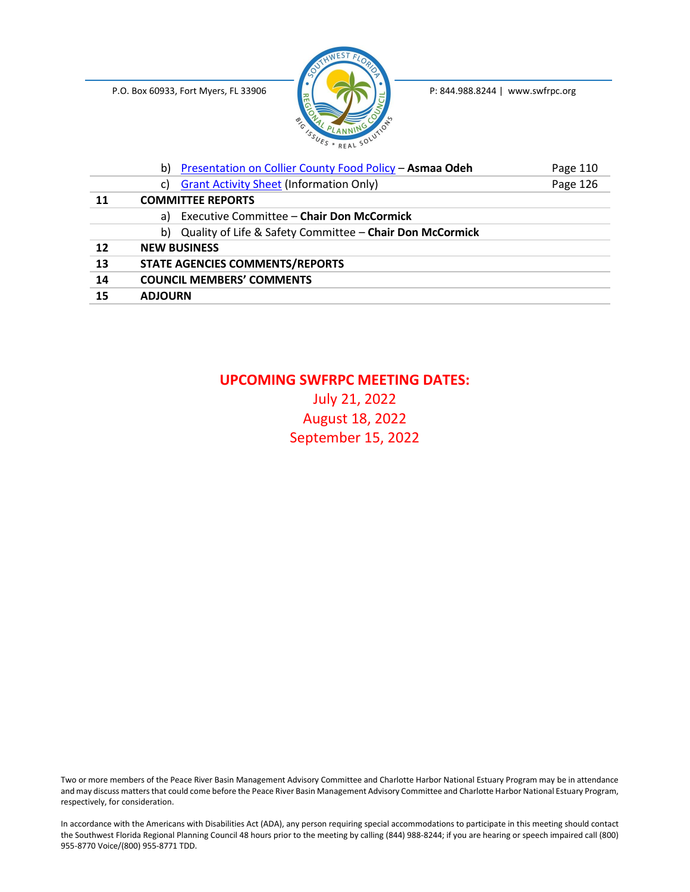P.O. Box 60933, Fort Myers, FL 33906

P: 844.988.8244 | www.swfrpc.org

| | | | |
|---|---|---|---|
| | b) | Presentation on Collier County Food Policy – **Asmaa Odeh** | Page 110 |
| | c) | Grant Activity Sheet (Information Only) | Page 126 |
| **11** | **COMMITTEE REPORTS** | | |
| | a) | Executive Committee – **Chair Don McCormick** | |
| | b) | Quality of Life & Safety Committee – **Chair Don McCormick** | |
| **12** | **NEW BUSINESS** | | |
| **13** | **STATE AGENCIES COMMENTS/REPORTS** | | |
| **14** | **COUNCIL MEMBERS' COMMENTS** | | |
| **15** | **ADJOURN** | | |

**UPCOMING SWFRPC MEETING DATES:**

July 21, 2022

August 18, 2022

September 15, 2022

Two or more members of the Peace River Basin Management Advisory Committee and Charlotte Harbor National Estuary Program may be in attendance and may discuss matters that could come before the Peace River Basin Management Advisory Committee and Charlotte Harbor National Estuary Program, respectively, for consideration.

In accordance with the Americans with Disabilities Act (ADA), any person requiring special accommodations to participate in this meeting should contact the Southwest Florida Regional Planning Council 48 hours prior to the meeting by calling (844) 988-8244; if you are hearing or speech impaired call (800) 955-8770 Voice/(800) 955-8771 TDD.